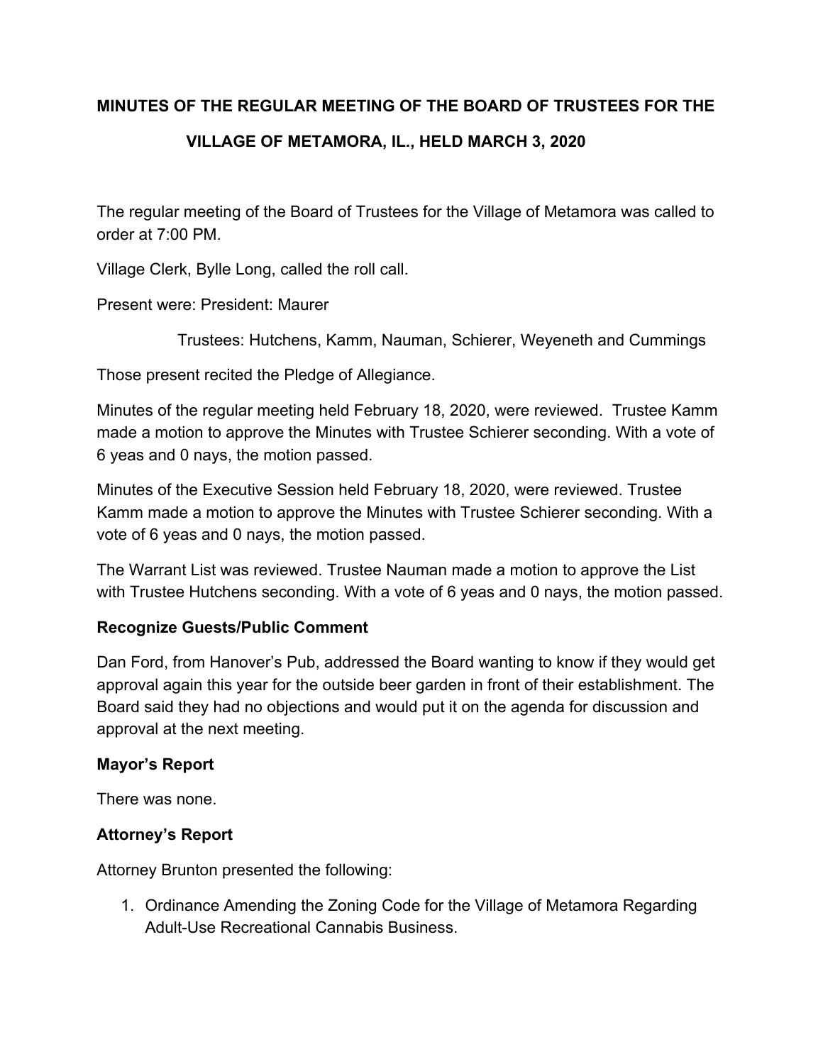**MINUTES OF THE REGULAR MEETING OF THE BOARD OF TRUSTEES FOR THE VILLAGE OF METAMORA, IL., HELD MARCH 3, 2020**

The regular meeting of the Board of Trustees for the Village of Metamora was called to order at 7:00 PM.

Village Clerk, Bylle Long, called the roll call.

Present were: President: Maurer

Trustees: Hutchens, Kamm, Nauman, Schierer, Weyeneth and Cummings

Those present recited the Pledge of Allegiance.

Minutes of the regular meeting held February 18, 2020, were reviewed. Trustee Kamm made a motion to approve the Minutes with Trustee Schierer seconding. With a vote of 6 yeas and 0 nays, the motion passed.

Minutes of the Executive Session held February 18, 2020, were reviewed. Trustee Kamm made a motion to approve the Minutes with Trustee Schierer seconding. With a vote of 6 yeas and 0 nays, the motion passed.

The Warrant List was reviewed. Trustee Nauman made a motion to approve the List with Trustee Hutchens seconding. With a vote of 6 yeas and 0 nays, the motion passed.

**Recognize Guests/Public Comment**

Dan Ford, from Hanover's Pub, addressed the Board wanting to know if they would get approval again this year for the outside beer garden in front of their establishment. The Board said they had no objections and would put it on the agenda for discussion and approval at the next meeting.

**Mayor's Report**

There was none.

**Attorney's Report**

Attorney Brunton presented the following:

1. Ordinance Amending the Zoning Code for the Village of Metamora Regarding Adult-Use Recreational Cannabis Business.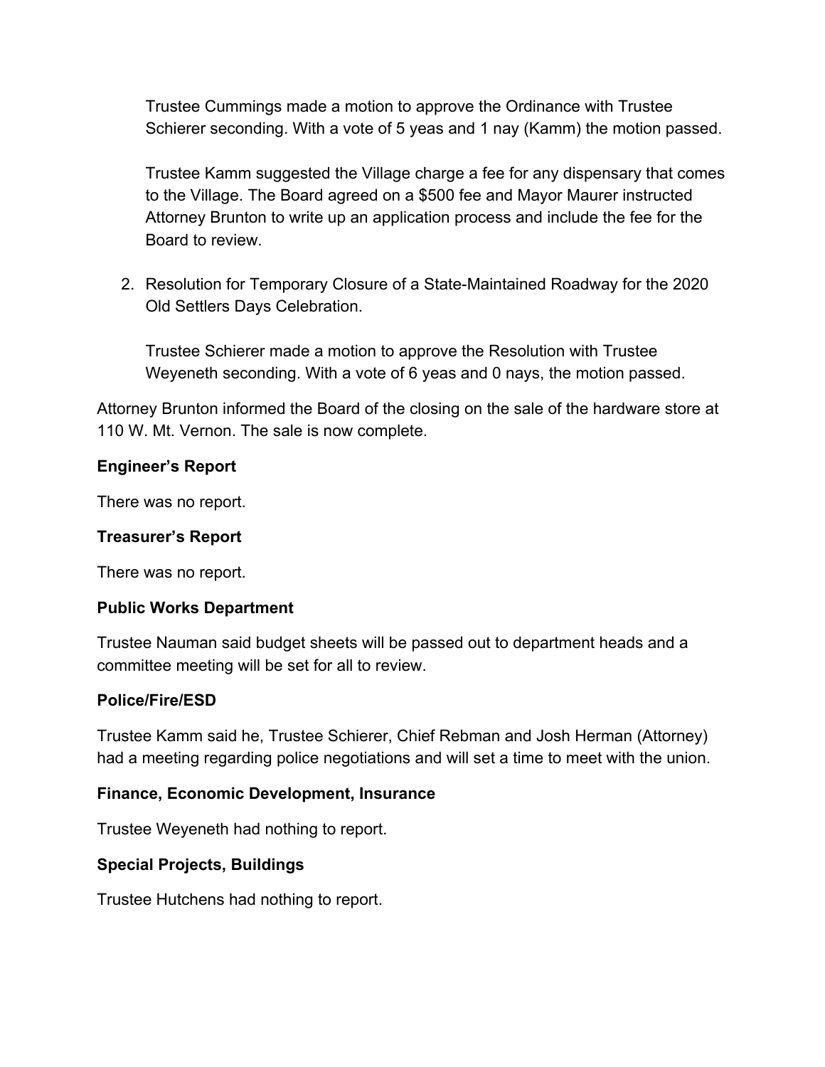Trustee Cummings made a motion to approve the Ordinance with Trustee Schierer seconding. With a vote of 5 yeas and 1 nay (Kamm) the motion passed.

Trustee Kamm suggested the Village charge a fee for any dispensary that comes to the Village. The Board agreed on a $500 fee and Mayor Maurer instructed Attorney Brunton to write up an application process and include the fee for the Board to review.

2. Resolution for Temporary Closure of a State-Maintained Roadway for the 2020 Old Settlers Days Celebration.

   Trustee Schierer made a motion to approve the Resolution with Trustee Weyeneth seconding. With a vote of 6 yeas and 0 nays, the motion passed.

Attorney Brunton informed the Board of the closing on the sale of the hardware store at 110 W. Mt. Vernon. The sale is now complete.

**Engineer's Report**

There was no report.

**Treasurer's Report**

There was no report.

**Public Works Department**

Trustee Nauman said budget sheets will be passed out to department heads and a committee meeting will be set for all to review.

**Police/Fire/ESD**

Trustee Kamm said he, Trustee Schierer, Chief Rebman and Josh Herman (Attorney) had a meeting regarding police negotiations and will set a time to meet with the union.

**Finance, Economic Development, Insurance**

Trustee Weyeneth had nothing to report.

**Special Projects, Buildings**

Trustee Hutchens had nothing to report.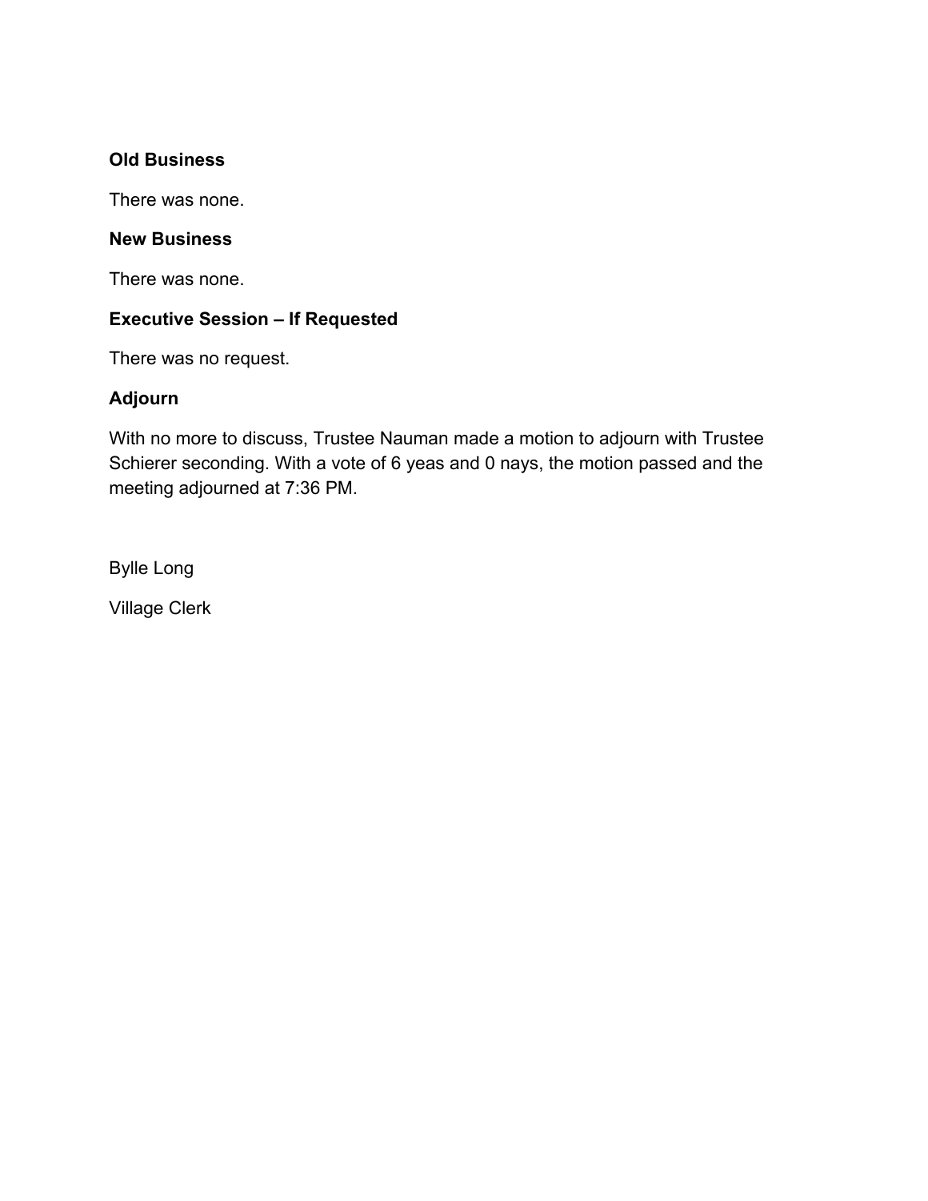### Old Business

There was none.

### New Business

There was none.

### Executive Session – If Requested

There was no request.

### Adjourn

With no more to discuss, Trustee Nauman made a motion to adjourn with Trustee Schierer seconding. With a vote of 6 yeas and 0 nays, the motion passed and the meeting adjourned at 7:36 PM.

Bylle Long

Village Clerk